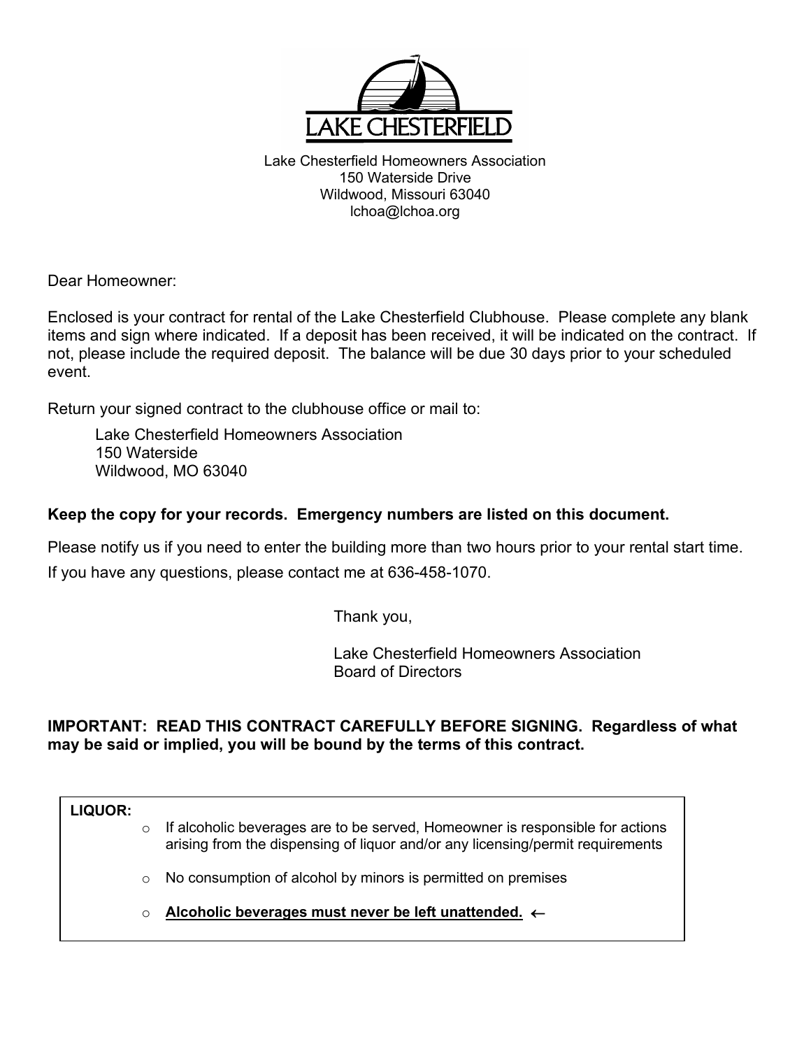# LAKE CHESTERFIELD

Lake Chesterfield Homeowners Association
150 Waterside Drive
Wildwood, Missouri 63040
lchoa@lchoa.org

Dear Homeowner:

Enclosed is your contract for rental of the Lake Chesterfield Clubhouse. Please complete any blank items and sign where indicated. If a deposit has been received, it will be indicated on the contract. If not, please include the required deposit. The balance will be due 30 days prior to your scheduled event.

Return your signed contract to the clubhouse office or mail to:

> Lake Chesterfield Homeowners Association
> 150 Waterside
> Wildwood, MO 63040

**Keep the copy for your records. Emergency numbers are listed on this document.**

Please notify us if you need to enter the building more than two hours prior to your rental start time.

If you have any questions, please contact me at 636-458-1070.

Thank you,

Lake Chesterfield Homeowners Association
Board of Directors

**IMPORTANT: READ THIS CONTRACT CAREFULLY BEFORE SIGNING. Regardless of what may be said or implied, you will be bound by the terms of this contract.**

**LIQUOR:**

- If alcoholic beverages are to be served, Homeowner is responsible for actions arising from the dispensing of liquor and/or any licensing/permit requirements
- No consumption of alcohol by minors is permitted on premises
- **Alcoholic beverages must never be left unattended.** ←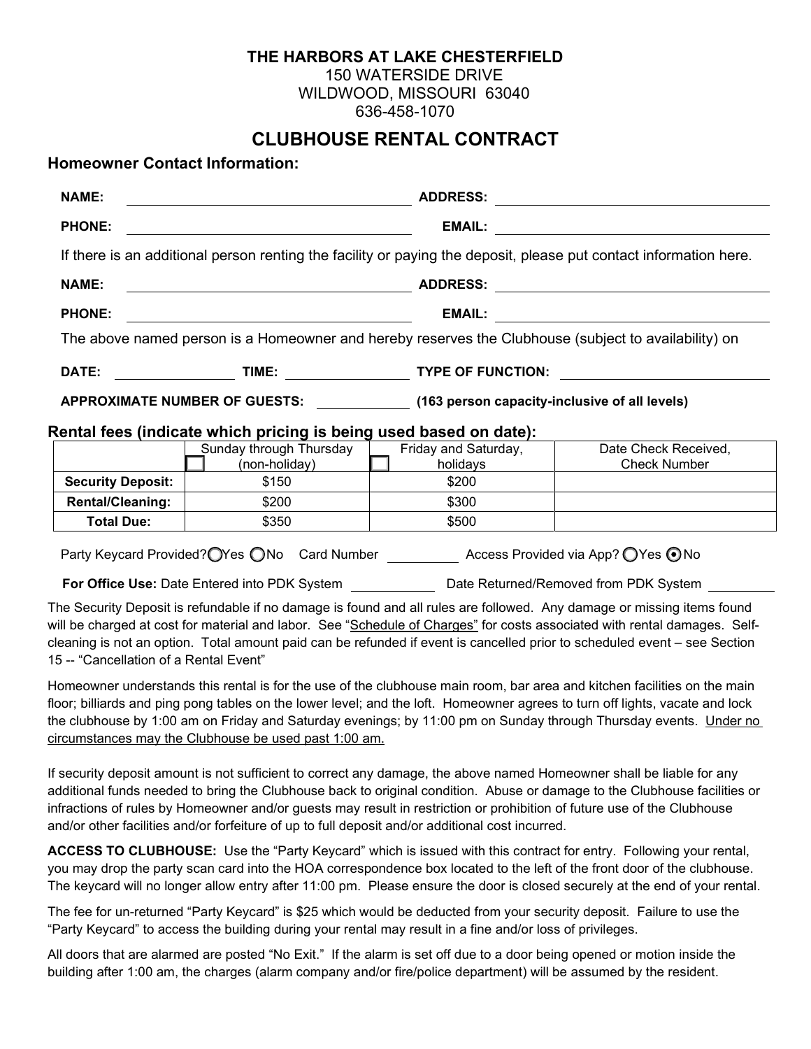# THE HARBORS AT LAKE CHESTERFIELD

150 WATERSIDE DRIVE
WILDWOOD, MISSOURI 63040
636-458-1070

## CLUBHOUSE RENTAL CONTRACT

### Homeowner Contact Information:

**NAME:** ______________________ **ADDRESS:** ______________________

**PHONE:** ______________________ **EMAIL:** ______________________

If there is an additional person renting the facility or paying the deposit, please put contact information here.

**NAME:** ______________________ **ADDRESS:** ______________________

**PHONE:** ______________________ **EMAIL:** ______________________

The above named person is a Homeowner and hereby reserves the Clubhouse (subject to availability) on

**DATE:** __________ **TIME:** __________ **TYPE OF FUNCTION:** ______________________

**APPROXIMATE NUMBER OF GUESTS:** __________ **(163 person capacity-inclusive of all levels)**

### Rental fees (indicate which pricing is being used based on date):

| | ☐ Sunday through Thursday (non-holiday) | ☐ Friday and Saturday, holidays | Date Check Received, Check Number |
|---|---|---|---|
| **Security Deposit:** | $150 | $200 | |
| **Rental/Cleaning:** | $200 | $300 | |
| **Total Due:** | $350 | $500 | |

Party Keycard Provided? ○ Yes ○ No Card Number __________ Access Provided via App? ○ Yes ◉ No

**For Office Use:** Date Entered into PDK System __________ Date Returned/Removed from PDK System __________

The Security Deposit is refundable if no damage is found and all rules are followed. Any damage or missing items found will be charged at cost for material and labor. See "Schedule of Charges" for costs associated with rental damages. Self-cleaning is not an option. Total amount paid can be refunded if event is cancelled prior to scheduled event – see Section 15 -- "Cancellation of a Rental Event"

Homeowner understands this rental is for the use of the clubhouse main room, bar area and kitchen facilities on the main floor; billiards and ping pong tables on the lower level; and the loft. Homeowner agrees to turn off lights, vacate and lock the clubhouse by 1:00 am on Friday and Saturday evenings; by 11:00 pm on Sunday through Thursday events. Under no circumstances may the Clubhouse be used past 1:00 am.

If security deposit amount is not sufficient to correct any damage, the above named Homeowner shall be liable for any additional funds needed to bring the Clubhouse back to original condition. Abuse or damage to the Clubhouse facilities or infractions of rules by Homeowner and/or guests may result in restriction or prohibition of future use of the Clubhouse and/or other facilities and/or forfeiture of up to full deposit and/or additional cost incurred.

**ACCESS TO CLUBHOUSE:** Use the "Party Keycard" which is issued with this contract for entry. Following your rental, you may drop the party scan card into the HOA correspondence box located to the left of the front door of the clubhouse. The keycard will no longer allow entry after 11:00 pm. Please ensure the door is closed securely at the end of your rental.

The fee for un-returned "Party Keycard" is $25 which would be deducted from your security deposit. Failure to use the "Party Keycard" to access the building during your rental may result in a fine and/or loss of privileges.

All doors that are alarmed are posted "No Exit." If the alarm is set off due to a door being opened or motion inside the building after 1:00 am, the charges (alarm company and/or fire/police department) will be assumed by the resident.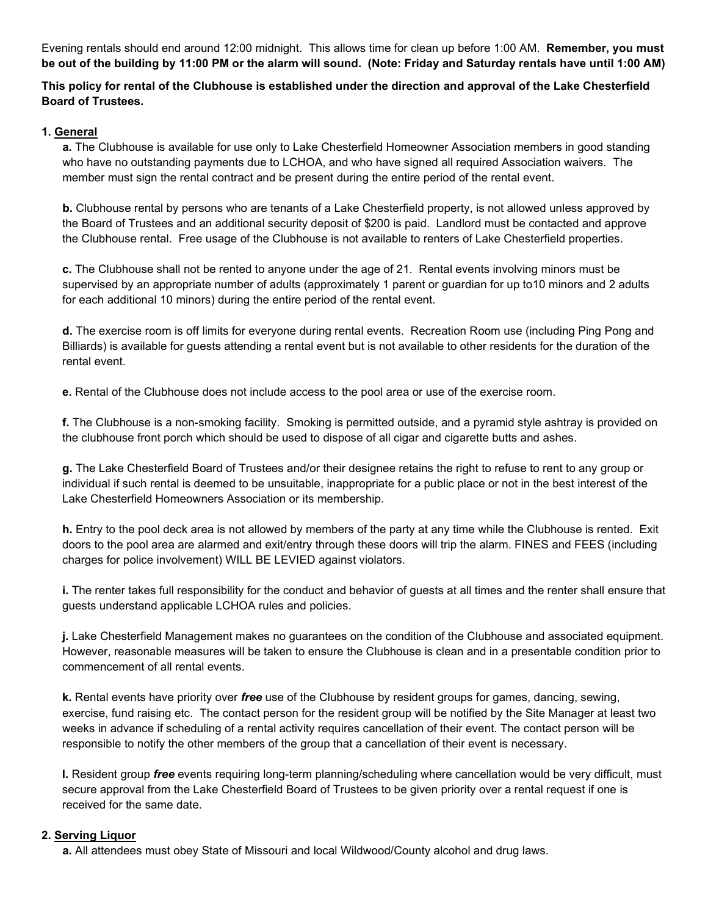Evening rentals should end around 12:00 midnight. This allows time for clean up before 1:00 AM. **Remember, you must be out of the building by 11:00 PM or the alarm will sound. (Note: Friday and Saturday rentals have until 1:00 AM)**

**This policy for rental of the Clubhouse is established under the direction and approval of the Lake Chesterfield Board of Trustees.**

**1. General**

**a.** The Clubhouse is available for use only to Lake Chesterfield Homeowner Association members in good standing who have no outstanding payments due to LCHOA, and who have signed all required Association waivers. The member must sign the rental contract and be present during the entire period of the rental event.

**b.** Clubhouse rental by persons who are tenants of a Lake Chesterfield property, is not allowed unless approved by the Board of Trustees and an additional security deposit of $200 is paid. Landlord must be contacted and approve the Clubhouse rental. Free usage of the Clubhouse is not available to renters of Lake Chesterfield properties.

**c.** The Clubhouse shall not be rented to anyone under the age of 21. Rental events involving minors must be supervised by an appropriate number of adults (approximately 1 parent or guardian for up to10 minors and 2 adults for each additional 10 minors) during the entire period of the rental event.

**d.** The exercise room is off limits for everyone during rental events. Recreation Room use (including Ping Pong and Billiards) is available for guests attending a rental event but is not available to other residents for the duration of the rental event.

**e.** Rental of the Clubhouse does not include access to the pool area or use of the exercise room.

**f.** The Clubhouse is a non-smoking facility. Smoking is permitted outside, and a pyramid style ashtray is provided on the clubhouse front porch which should be used to dispose of all cigar and cigarette butts and ashes.

**g.** The Lake Chesterfield Board of Trustees and/or their designee retains the right to refuse to rent to any group or individual if such rental is deemed to be unsuitable, inappropriate for a public place or not in the best interest of the Lake Chesterfield Homeowners Association or its membership.

**h.** Entry to the pool deck area is not allowed by members of the party at any time while the Clubhouse is rented. Exit doors to the pool area are alarmed and exit/entry through these doors will trip the alarm. FINES and FEES (including charges for police involvement) WILL BE LEVIED against violators.

**i.** The renter takes full responsibility for the conduct and behavior of guests at all times and the renter shall ensure that guests understand applicable LCHOA rules and policies.

**j.** Lake Chesterfield Management makes no guarantees on the condition of the Clubhouse and associated equipment. However, reasonable measures will be taken to ensure the Clubhouse is clean and in a presentable condition prior to commencement of all rental events.

**k.** Rental events have priority over ***free*** use of the Clubhouse by resident groups for games, dancing, sewing, exercise, fund raising etc. The contact person for the resident group will be notified by the Site Manager at least two weeks in advance if scheduling of a rental activity requires cancellation of their event. The contact person will be responsible to notify the other members of the group that a cancellation of their event is necessary.

**l.** Resident group ***free*** events requiring long-term planning/scheduling where cancellation would be very difficult, must secure approval from the Lake Chesterfield Board of Trustees to be given priority over a rental request if one is received for the same date.

**2. Serving Liquor**

**a.** All attendees must obey State of Missouri and local Wildwood/County alcohol and drug laws.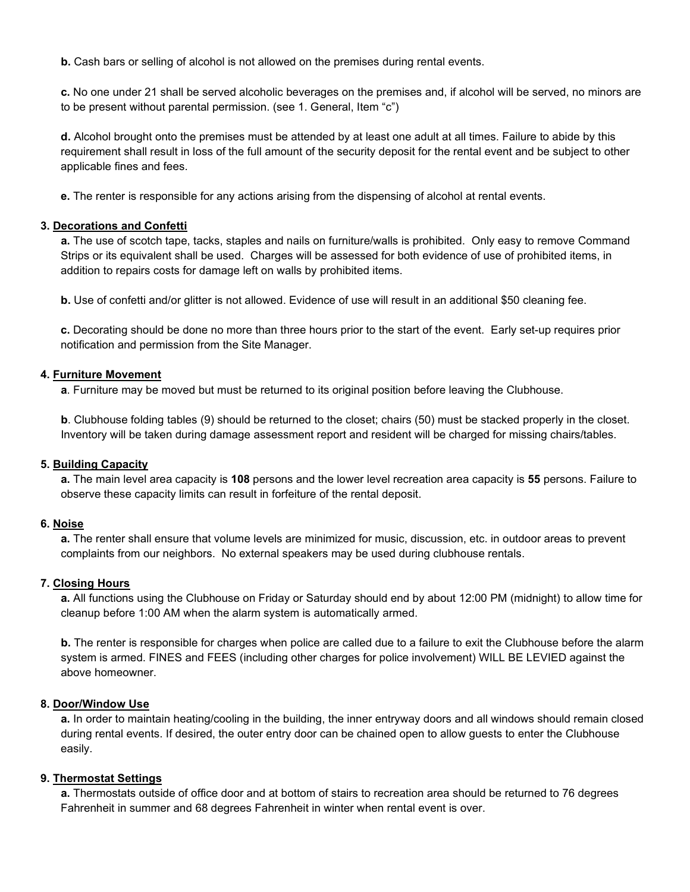**b.** Cash bars or selling of alcohol is not allowed on the premises during rental events.

**c.** No one under 21 shall be served alcoholic beverages on the premises and, if alcohol will be served, no minors are to be present without parental permission. (see 1. General, Item "c")

**d.** Alcohol brought onto the premises must be attended by at least one adult at all times. Failure to abide by this requirement shall result in loss of the full amount of the security deposit for the rental event and be subject to other applicable fines and fees.

**e.** The renter is responsible for any actions arising from the dispensing of alcohol at rental events.

**3. <u>Decorations and Confetti</u>**

**a.** The use of scotch tape, tacks, staples and nails on furniture/walls is prohibited. Only easy to remove Command Strips or its equivalent shall be used. Charges will be assessed for both evidence of use of prohibited items, in addition to repairs costs for damage left on walls by prohibited items.

**b.** Use of confetti and/or glitter is not allowed. Evidence of use will result in an additional $50 cleaning fee.

**c.** Decorating should be done no more than three hours prior to the start of the event. Early set-up requires prior notification and permission from the Site Manager.

**4. <u>Furniture Movement</u>**

**a**. Furniture may be moved but must be returned to its original position before leaving the Clubhouse.

**b**. Clubhouse folding tables (9) should be returned to the closet; chairs (50) must be stacked properly in the closet. Inventory will be taken during damage assessment report and resident will be charged for missing chairs/tables.

**5. <u>Building Capacity</u>**

**a.** The main level area capacity is **108** persons and the lower level recreation area capacity is **55** persons. Failure to observe these capacity limits can result in forfeiture of the rental deposit.

**6. <u>Noise</u>**

**a.** The renter shall ensure that volume levels are minimized for music, discussion, etc. in outdoor areas to prevent complaints from our neighbors. No external speakers may be used during clubhouse rentals.

**7. <u>Closing Hours</u>**

**a.** All functions using the Clubhouse on Friday or Saturday should end by about 12:00 PM (midnight) to allow time for cleanup before 1:00 AM when the alarm system is automatically armed.

**b.** The renter is responsible for charges when police are called due to a failure to exit the Clubhouse before the alarm system is armed. FINES and FEES (including other charges for police involvement) WILL BE LEVIED against the above homeowner.

**8. <u>Door/Window Use</u>**

**a.** In order to maintain heating/cooling in the building, the inner entryway doors and all windows should remain closed during rental events. If desired, the outer entry door can be chained open to allow guests to enter the Clubhouse easily.

**9. <u>Thermostat Settings</u>**

**a.** Thermostats outside of office door and at bottom of stairs to recreation area should be returned to 76 degrees Fahrenheit in summer and 68 degrees Fahrenheit in winter when rental event is over.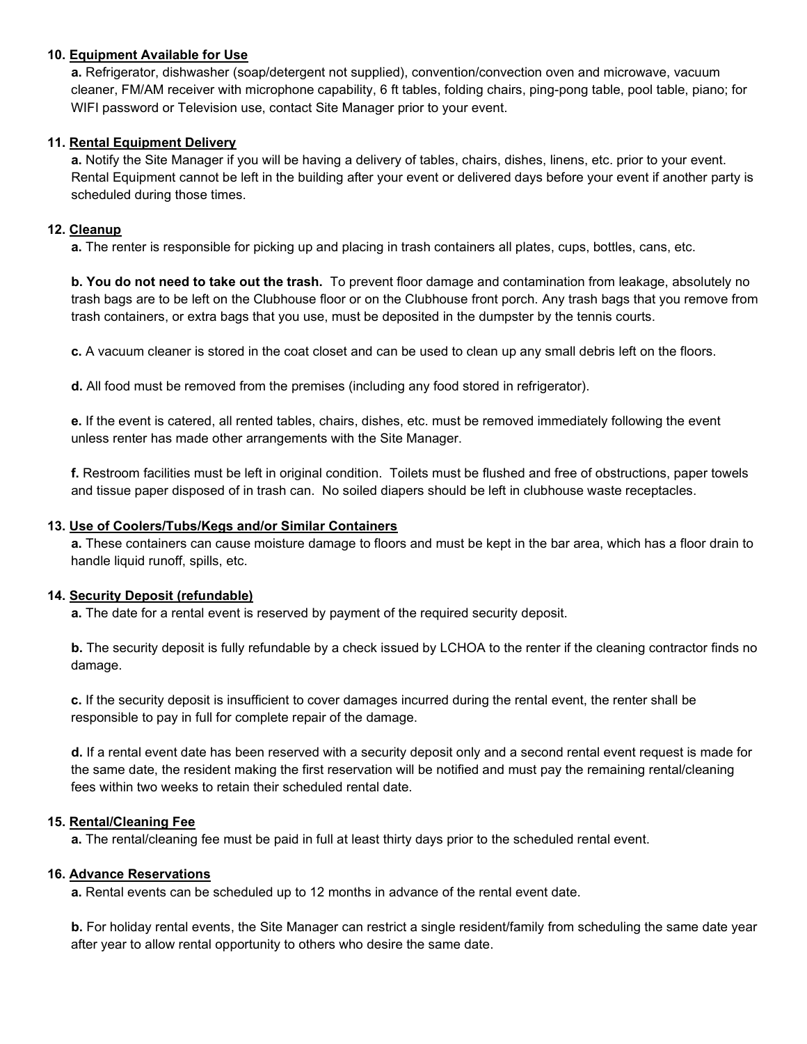**10. <u>Equipment Available for Use</u>**

**a.** Refrigerator, dishwasher (soap/detergent not supplied), convention/convection oven and microwave, vacuum cleaner, FM/AM receiver with microphone capability, 6 ft tables, folding chairs, ping-pong table, pool table, piano; for WIFI password or Television use, contact Site Manager prior to your event.

**11. <u>Rental Equipment Delivery</u>**

**a.** Notify the Site Manager if you will be having a delivery of tables, chairs, dishes, linens, etc. prior to your event. Rental Equipment cannot be left in the building after your event or delivered days before your event if another party is scheduled during those times.

**12. <u>Cleanup</u>**

**a.** The renter is responsible for picking up and placing in trash containers all plates, cups, bottles, cans, etc.

**b. You do not need to take out the trash.** To prevent floor damage and contamination from leakage, absolutely no trash bags are to be left on the Clubhouse floor or on the Clubhouse front porch. Any trash bags that you remove from trash containers, or extra bags that you use, must be deposited in the dumpster by the tennis courts.

**c.** A vacuum cleaner is stored in the coat closet and can be used to clean up any small debris left on the floors.

**d.** All food must be removed from the premises (including any food stored in refrigerator).

**e.** If the event is catered, all rented tables, chairs, dishes, etc. must be removed immediately following the event unless renter has made other arrangements with the Site Manager.

**f.** Restroom facilities must be left in original condition. Toilets must be flushed and free of obstructions, paper towels and tissue paper disposed of in trash can. No soiled diapers should be left in clubhouse waste receptacles.

**13. <u>Use of Coolers/Tubs/Kegs and/or Similar Containers</u>**

**a.** These containers can cause moisture damage to floors and must be kept in the bar area, which has a floor drain to handle liquid runoff, spills, etc.

**14. <u>Security Deposit (refundable)</u>**

**a.** The date for a rental event is reserved by payment of the required security deposit.

**b.** The security deposit is fully refundable by a check issued by LCHOA to the renter if the cleaning contractor finds no damage.

**c.** If the security deposit is insufficient to cover damages incurred during the rental event, the renter shall be responsible to pay in full for complete repair of the damage.

**d.** If a rental event date has been reserved with a security deposit only and a second rental event request is made for the same date, the resident making the first reservation will be notified and must pay the remaining rental/cleaning fees within two weeks to retain their scheduled rental date.

**15. <u>Rental/Cleaning Fee</u>**

**a.** The rental/cleaning fee must be paid in full at least thirty days prior to the scheduled rental event.

**16. <u>Advance Reservations</u>**

**a.** Rental events can be scheduled up to 12 months in advance of the rental event date.

**b.** For holiday rental events, the Site Manager can restrict a single resident/family from scheduling the same date year after year to allow rental opportunity to others who desire the same date.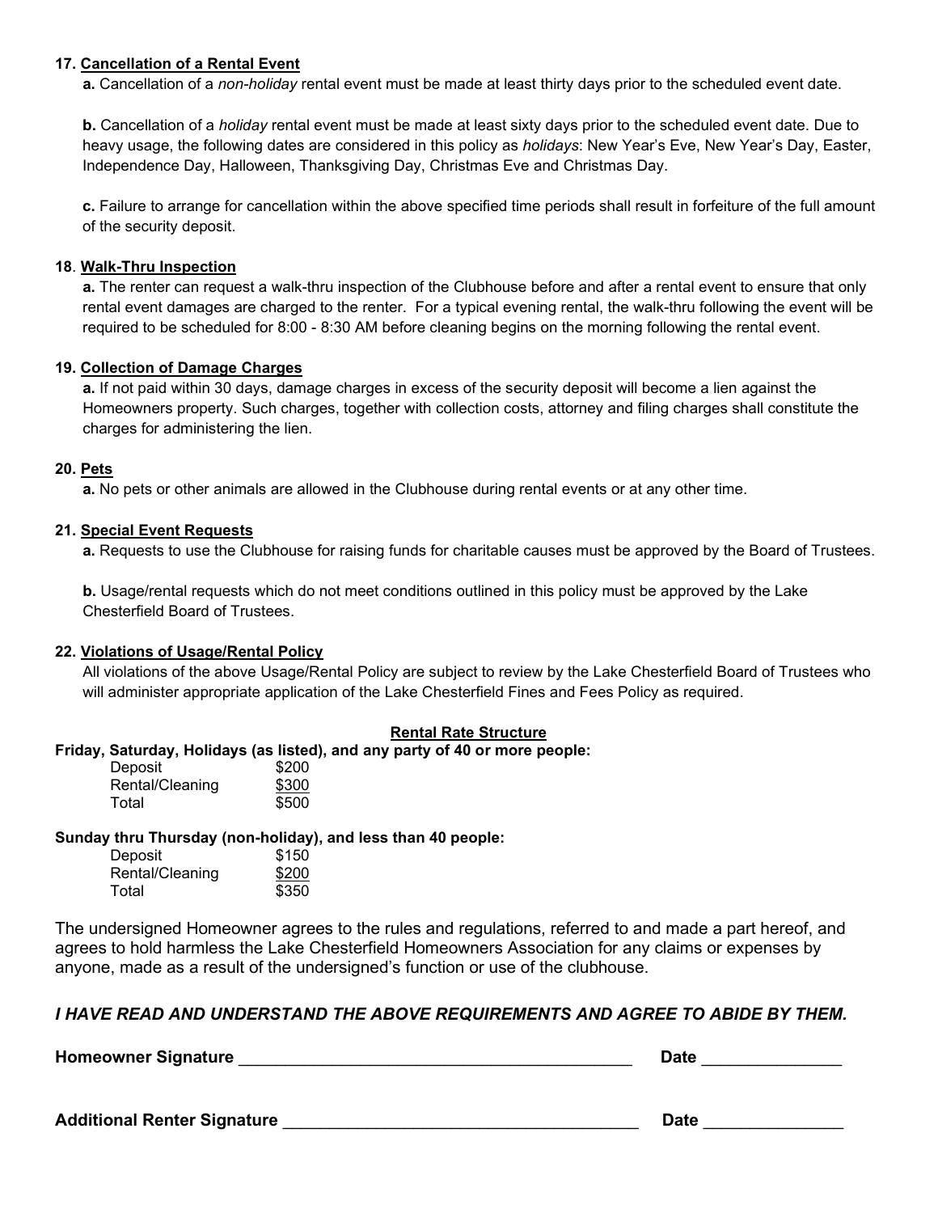**17. <u>Cancellation of a Rental Event</u>**

**a.** Cancellation of a *non-holiday* rental event must be made at least thirty days prior to the scheduled event date.

**b.** Cancellation of a *holiday* rental event must be made at least sixty days prior to the scheduled event date. Due to heavy usage, the following dates are considered in this policy as *holidays*: New Year's Eve, New Year's Day, Easter, Independence Day, Halloween, Thanksgiving Day, Christmas Eve and Christmas Day.

**c.** Failure to arrange for cancellation within the above specified time periods shall result in forfeiture of the full amount of the security deposit.

**18. <u>Walk-Thru Inspection</u>**

**a.** The renter can request a walk-thru inspection of the Clubhouse before and after a rental event to ensure that only rental event damages are charged to the renter. For a typical evening rental, the walk-thru following the event will be required to be scheduled for 8:00 - 8:30 AM before cleaning begins on the morning following the rental event.

**19. <u>Collection of Damage Charges</u>**

**a.** If not paid within 30 days, damage charges in excess of the security deposit will become a lien against the Homeowners property. Such charges, together with collection costs, attorney and filing charges shall constitute the charges for administering the lien.

**20. <u>Pets</u>**

**a.** No pets or other animals are allowed in the Clubhouse during rental events or at any other time.

**21. <u>Special Event Requests</u>**

**a.** Requests to use the Clubhouse for raising funds for charitable causes must be approved by the Board of Trustees.

**b.** Usage/rental requests which do not meet conditions outlined in this policy must be approved by the Lake Chesterfield Board of Trustees.

**22. <u>Violations of Usage/Rental Policy</u>**

All violations of the above Usage/Rental Policy are subject to review by the Lake Chesterfield Board of Trustees who will administer appropriate application of the Lake Chesterfield Fines and Fees Policy as required.

**<u>Rental Rate Structure</u>**

**Friday, Saturday, Holidays (as listed), and any party of 40 or more people:**

| | |
|---|---|
| Deposit | $200 |
| Rental/Cleaning | $300 |
| Total | $500 |

**Sunday thru Thursday (non-holiday), and less than 40 people:**

| | |
|---|---|
| Deposit | $150 |
| Rental/Cleaning | $200 |
| Total | $350 |

The undersigned Homeowner agrees to the rules and regulations, referred to and made a part hereof, and agrees to hold harmless the Lake Chesterfield Homeowners Association for any claims or expenses by anyone, made as a result of the undersigned's function or use of the clubhouse.

***I HAVE READ AND UNDERSTAND THE ABOVE REQUIREMENTS AND AGREE TO ABIDE BY THEM.***

**Homeowner Signature** ___________________________________________ **Date** _______________

**Additional Renter Signature** ______________________________________ **Date** _______________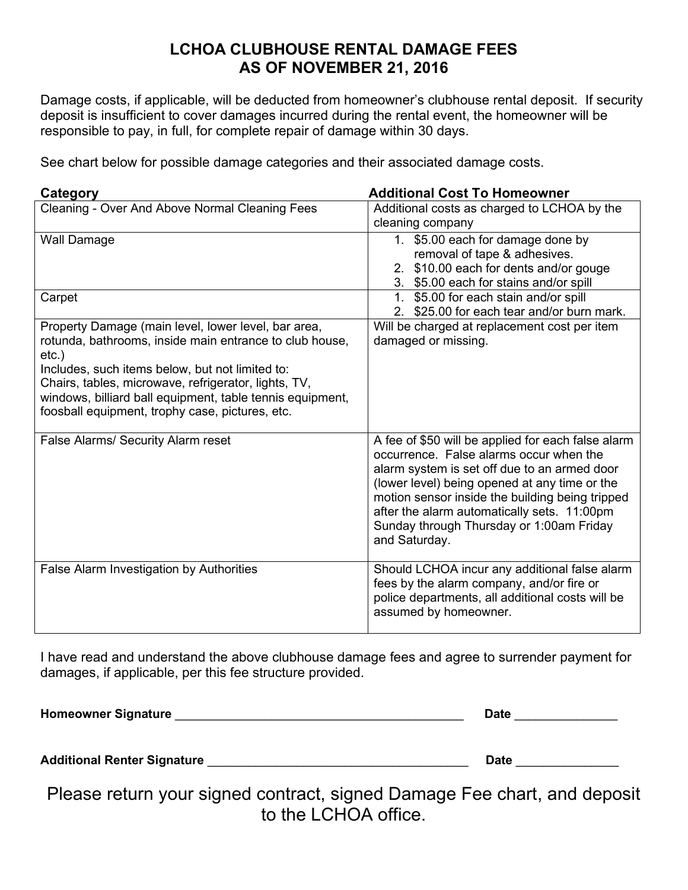# LCHOA CLUBHOUSE RENTAL DAMAGE FEES
## AS OF NOVEMBER 21, 2016

Damage costs, if applicable, will be deducted from homeowner's clubhouse rental deposit. If security deposit is insufficient to cover damages incurred during the rental event, the homeowner will be responsible to pay, in full, for complete repair of damage within 30 days.

See chart below for possible damage categories and their associated damage costs.

| Category | Additional Cost To Homeowner |
|---|---|
| Cleaning - Over And Above Normal Cleaning Fees | Additional costs as charged to LCHOA by the cleaning company |
| Wall Damage | 1. $5.00 each for damage done by removal of tape & adhesives.<br>2. $10.00 each for dents and/or gouge<br>3. $5.00 each for stains and/or spill |
| Carpet | 1. $5.00 for each stain and/or spill<br>2. $25.00 for each tear and/or burn mark. |
| Property Damage (main level, lower level, bar area, rotunda, bathrooms, inside main entrance to club house, etc.)<br>Includes, such items below, but not limited to:<br>Chairs, tables, microwave, refrigerator, lights, TV, windows, billiard ball equipment, table tennis equipment, foosball equipment, trophy case, pictures, etc. | Will be charged at replacement cost per item damaged or missing. |
| False Alarms/ Security Alarm reset | A fee of $50 will be applied for each false alarm occurrence. False alarms occur when the alarm system is set off due to an armed door (lower level) being opened at any time or the motion sensor inside the building being tripped after the alarm automatically sets. 11:00pm Sunday through Thursday or 1:00am Friday and Saturday. |
| False Alarm Investigation by Authorities | Should LCHOA incur any additional false alarm fees by the alarm company, and/or fire or police departments, all additional costs will be assumed by homeowner. |

I have read and understand the above clubhouse damage fees and agree to surrender payment for damages, if applicable, per this fee structure provided.

**Homeowner Signature** ________________________________________ **Date** _______________

**Additional Renter Signature** ____________________________________ **Date** _______________

Please return your signed contract, signed Damage Fee chart, and deposit to the LCHOA office.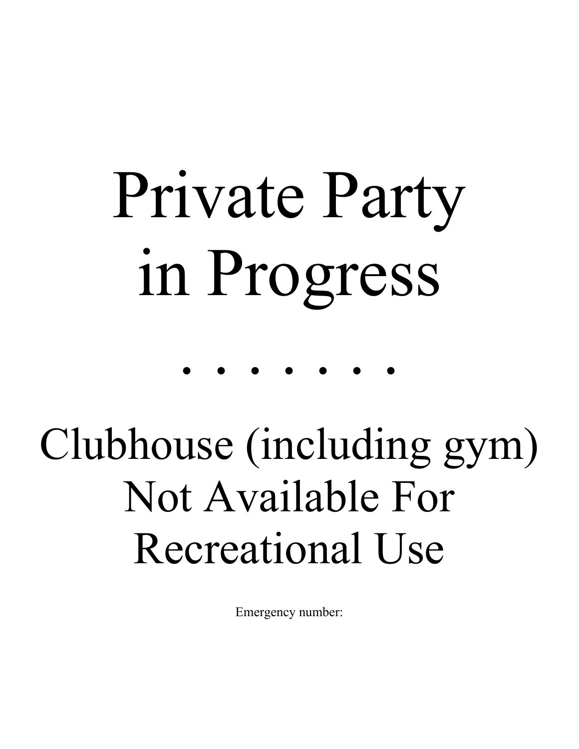# Private Party in Progress

. . . . . . .

## Clubhouse (including gym) Not Available For Recreational Use

Emergency number: